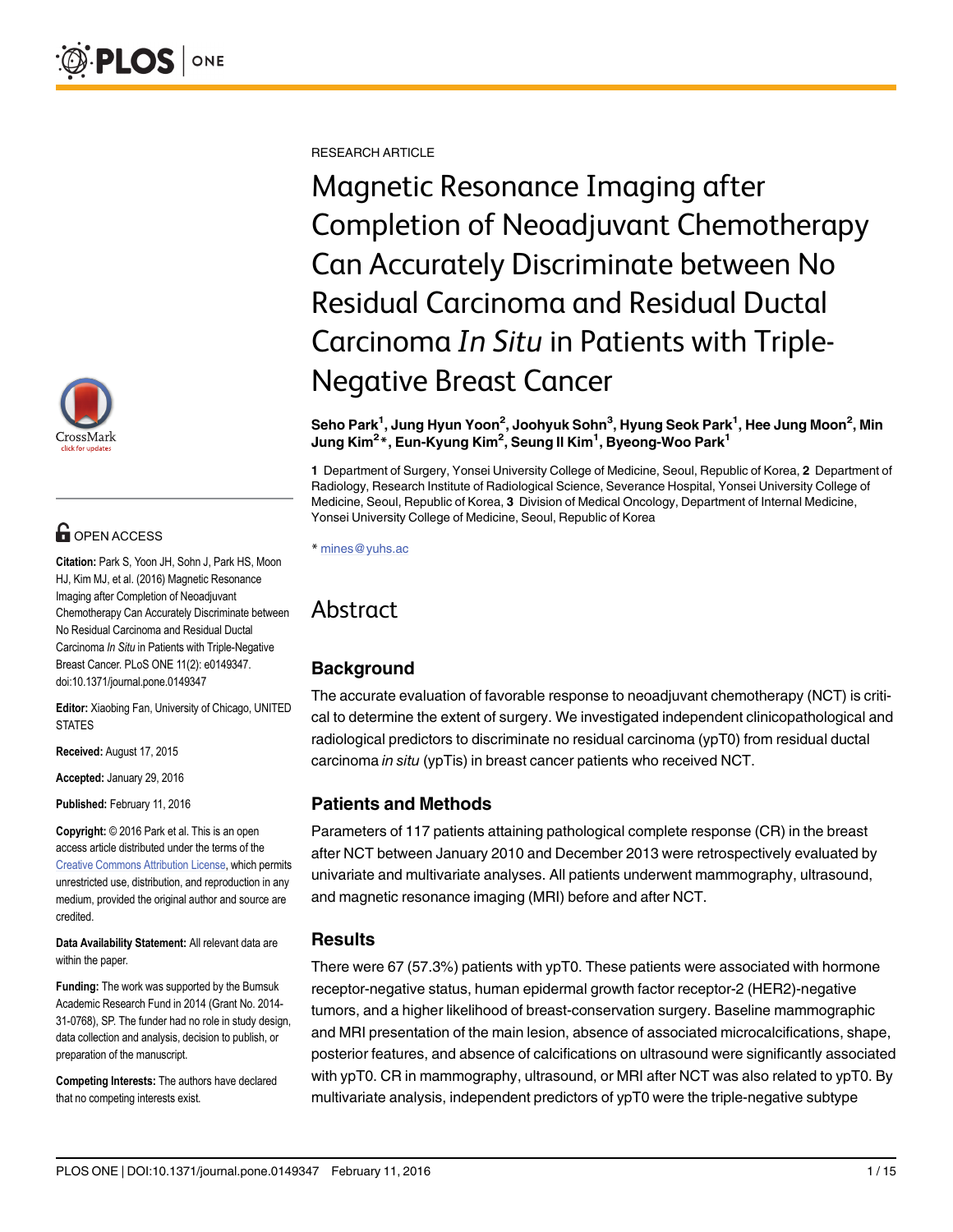RESEARCH ARTICLE

# Magnetic Resonance Imaging after Completion of Neoadjuvant Chemotherapy Can Accurately Discriminate between No Residual Carcinoma and Residual Ductal Carcinoma *In Situ* in Patients with Triple-Negative Breast Cancer

**Seho Park[1], Jung Hyun Yoon[2], Joohyuk Sohn[3], Hyung Seok Park[1], Hee Jung Moon[2], Min Jung Kim[2]*, Eun-Kyung Kim[2], Seung Il Kim[1], Byeong-Woo Park[1]**

**1** Department of Surgery, Yonsei University College of Medicine, Seoul, Republic of Korea, **2** Department of Radiology, Research Institute of Radiological Science, Severance Hospital, Yonsei University College of Medicine, Seoul, Republic of Korea, **3** Division of Medical Oncology, Department of Internal Medicine, Yonsei University College of Medicine, Seoul, Republic of Korea

* mines@yuhs.ac

OPEN ACCESS

**Citation:** Park S, Yoon JH, Sohn J, Park HS, Moon HJ, Kim MJ, et al. (2016) Magnetic Resonance Imaging after Completion of Neoadjuvant Chemotherapy Can Accurately Discriminate between No Residual Carcinoma and Residual Ductal Carcinoma *In Situ* in Patients with Triple-Negative Breast Cancer. PLoS ONE 11(2): e0149347. doi:10.1371/journal.pone.0149347

**Editor:** Xiaobing Fan, University of Chicago, UNITED STATES

**Received:** August 17, 2015

**Accepted:** January 29, 2016

**Published:** February 11, 2016

**Copyright:** © 2016 Park et al. This is an open access article distributed under the terms of the Creative Commons Attribution License, which permits unrestricted use, distribution, and reproduction in any medium, provided the original author and source are credited.

**Data Availability Statement:** All relevant data are within the paper.

**Funding:** The work was supported by the Bumsuk Academic Research Fund in 2014 (Grant No. 2014-31-0768), SP. The funder had no role in study design, data collection and analysis, decision to publish, or preparation of the manuscript.

**Competing Interests:** The authors have declared that no competing interests exist.

## Abstract

### Background

The accurate evaluation of favorable response to neoadjuvant chemotherapy (NCT) is critical to determine the extent of surgery. We investigated independent clinicopathological and radiological predictors to discriminate no residual carcinoma (ypT0) from residual ductal carcinoma *in situ* (ypTis) in breast cancer patients who received NCT.

### Patients and Methods

Parameters of 117 patients attaining pathological complete response (CR) in the breast after NCT between January 2010 and December 2013 were retrospectively evaluated by univariate and multivariate analyses. All patients underwent mammography, ultrasound, and magnetic resonance imaging (MRI) before and after NCT.

### Results

There were 67 (57.3%) patients with ypT0. These patients were associated with hormone receptor-negative status, human epidermal growth factor receptor-2 (HER2)-negative tumors, and a higher likelihood of breast-conservation surgery. Baseline mammographic and MRI presentation of the main lesion, absence of associated microcalcifications, shape, posterior features, and absence of calcifications on ultrasound were significantly associated with ypT0. CR in mammography, ultrasound, or MRI after NCT was also related to ypT0. By multivariate analysis, independent predictors of ypT0 were the triple-negative subtype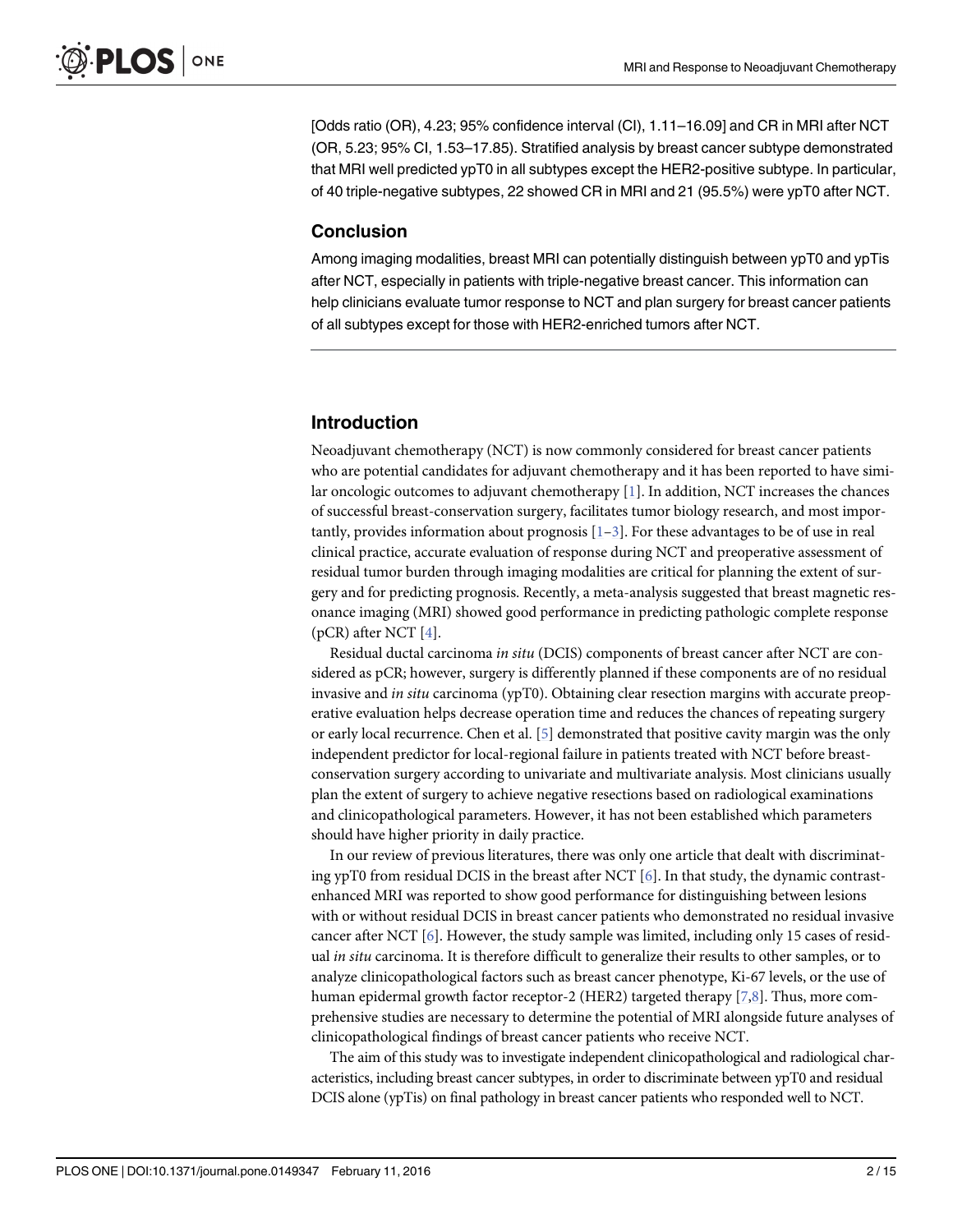[Odds ratio (OR), 4.23; 95% confidence interval (CI), 1.11–16.09] and CR in MRI after NCT (OR, 5.23; 95% CI, 1.53–17.85). Stratified analysis by breast cancer subtype demonstrated that MRI well predicted ypT0 in all subtypes except the HER2-positive subtype. In particular, of 40 triple-negative subtypes, 22 showed CR in MRI and 21 (95.5%) were ypT0 after NCT.

## Conclusion

Among imaging modalities, breast MRI can potentially distinguish between ypT0 and ypTis after NCT, especially in patients with triple-negative breast cancer. This information can help clinicians evaluate tumor response to NCT and plan surgery for breast cancer patients of all subtypes except for those with HER2-enriched tumors after NCT.

## Introduction

Neoadjuvant chemotherapy (NCT) is now commonly considered for breast cancer patients who are potential candidates for adjuvant chemotherapy and it has been reported to have similar oncologic outcomes to adjuvant chemotherapy [1]. In addition, NCT increases the chances of successful breast-conservation surgery, facilitates tumor biology research, and most importantly, provides information about prognosis [1–3]. For these advantages to be of use in real clinical practice, accurate evaluation of response during NCT and preoperative assessment of residual tumor burden through imaging modalities are critical for planning the extent of surgery and for predicting prognosis. Recently, a meta-analysis suggested that breast magnetic resonance imaging (MRI) showed good performance in predicting pathologic complete response (pCR) after NCT [4].

Residual ductal carcinoma *in situ* (DCIS) components of breast cancer after NCT are considered as pCR; however, surgery is differently planned if these components are of no residual invasive and *in situ* carcinoma (ypT0). Obtaining clear resection margins with accurate preoperative evaluation helps decrease operation time and reduces the chances of repeating surgery or early local recurrence. Chen et al. [5] demonstrated that positive cavity margin was the only independent predictor for local-regional failure in patients treated with NCT before breast-conservation surgery according to univariate and multivariate analysis. Most clinicians usually plan the extent of surgery to achieve negative resections based on radiological examinations and clinicopathological parameters. However, it has not been established which parameters should have higher priority in daily practice.

In our review of previous literatures, there was only one article that dealt with discriminating ypT0 from residual DCIS in the breast after NCT [6]. In that study, the dynamic contrast-enhanced MRI was reported to show good performance for distinguishing between lesions with or without residual DCIS in breast cancer patients who demonstrated no residual invasive cancer after NCT [6]. However, the study sample was limited, including only 15 cases of residual *in situ* carcinoma. It is therefore difficult to generalize their results to other samples, or to analyze clinicopathological factors such as breast cancer phenotype, Ki-67 levels, or the use of human epidermal growth factor receptor-2 (HER2) targeted therapy [7,8]. Thus, more comprehensive studies are necessary to determine the potential of MRI alongside future analyses of clinicopathological findings of breast cancer patients who receive NCT.

The aim of this study was to investigate independent clinicopathological and radiological characteristics, including breast cancer subtypes, in order to discriminate between ypT0 and residual DCIS alone (ypTis) on final pathology in breast cancer patients who responded well to NCT.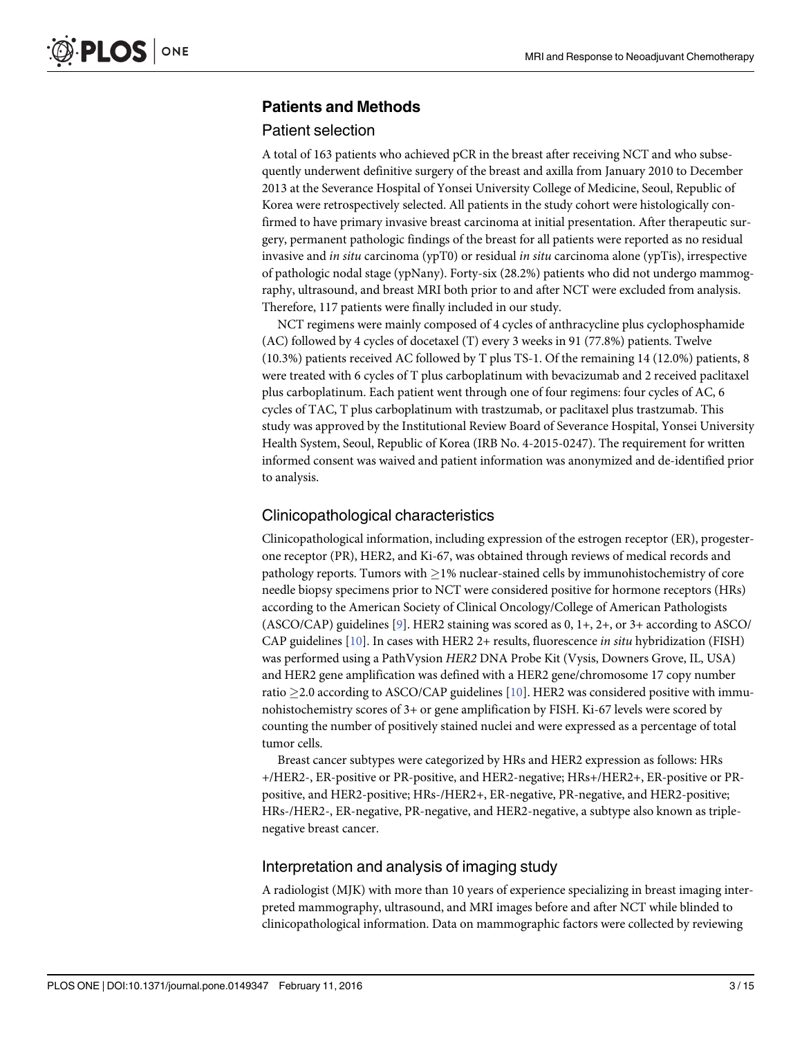## Patients and Methods

### Patient selection

A total of 163 patients who achieved pCR in the breast after receiving NCT and who subsequently underwent definitive surgery of the breast and axilla from January 2010 to December 2013 at the Severance Hospital of Yonsei University College of Medicine, Seoul, Republic of Korea were retrospectively selected. All patients in the study cohort were histologically confirmed to have primary invasive breast carcinoma at initial presentation. After therapeutic surgery, permanent pathologic findings of the breast for all patients were reported as no residual invasive and *in situ* carcinoma (ypT0) or residual *in situ* carcinoma alone (ypTis), irrespective of pathologic nodal stage (ypNany). Forty-six (28.2%) patients who did not undergo mammography, ultrasound, and breast MRI both prior to and after NCT were excluded from analysis. Therefore, 117 patients were finally included in our study.

NCT regimens were mainly composed of 4 cycles of anthracycline plus cyclophosphamide (AC) followed by 4 cycles of docetaxel (T) every 3 weeks in 91 (77.8%) patients. Twelve (10.3%) patients received AC followed by T plus TS-1. Of the remaining 14 (12.0%) patients, 8 were treated with 6 cycles of T plus carboplatinum with bevacizumab and 2 received paclitaxel plus carboplatinum. Each patient went through one of four regimens: four cycles of AC, 6 cycles of TAC, T plus carboplatinum with trastzumab, or paclitaxel plus trastzumab. This study was approved by the Institutional Review Board of Severance Hospital, Yonsei University Health System, Seoul, Republic of Korea (IRB No. 4-2015-0247). The requirement for written informed consent was waived and patient information was anonymized and de-identified prior to analysis.

### Clinicopathological characteristics

Clinicopathological information, including expression of the estrogen receptor (ER), progesterone receptor (PR), HER2, and Ki-67, was obtained through reviews of medical records and pathology reports. Tumors with $\geq$1% nuclear-stained cells by immunohistochemistry of core needle biopsy specimens prior to NCT were considered positive for hormone receptors (HRs) according to the American Society of Clinical Oncology/College of American Pathologists (ASCO/CAP) guidelines [9]. HER2 staining was scored as 0, 1+, 2+, or 3+ according to ASCO/CAP guidelines [10]. In cases with HER2 2+ results, fluorescence *in situ* hybridization (FISH) was performed using a PathVysion *HER2* DNA Probe Kit (Vysis, Downers Grove, IL, USA) and HER2 gene amplification was defined with a HER2 gene/chromosome 17 copy number ratio $\geq$2.0 according to ASCO/CAP guidelines [10]. HER2 was considered positive with immunohistochemistry scores of 3+ or gene amplification by FISH. Ki-67 levels were scored by counting the number of positively stained nuclei and were expressed as a percentage of total tumor cells.

Breast cancer subtypes were categorized by HRs and HER2 expression as follows: HRs+/HER2-, ER-positive or PR-positive, and HER2-negative; HRs+/HER2+, ER-positive or PR-positive, and HER2-positive; HRs-/HER2+, ER-negative, PR-negative, and HER2-positive; HRs-/HER2-, ER-negative, PR-negative, and HER2-negative, a subtype also known as triple-negative breast cancer.

### Interpretation and analysis of imaging study

A radiologist (MJK) with more than 10 years of experience specializing in breast imaging interpreted mammography, ultrasound, and MRI images before and after NCT while blinded to clinicopathological information. Data on mammographic factors were collected by reviewing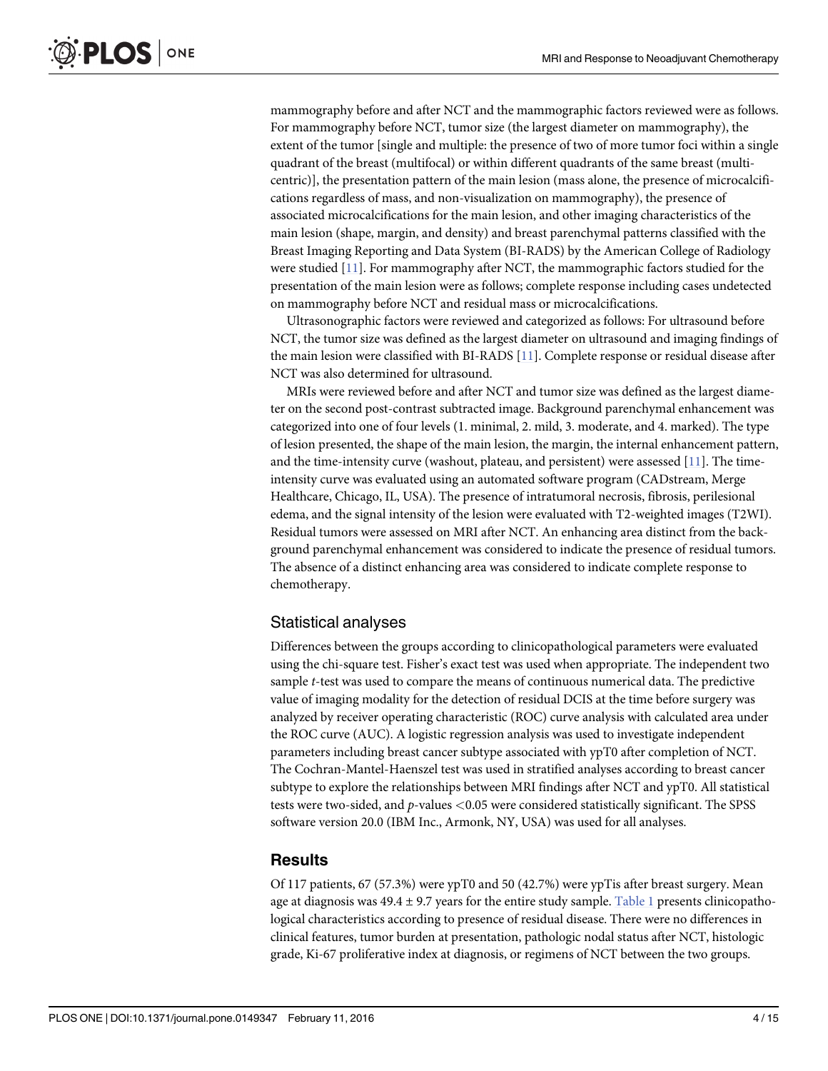mammography before and after NCT and the mammographic factors reviewed were as follows. For mammography before NCT, tumor size (the largest diameter on mammography), the extent of the tumor [single and multiple: the presence of two of more tumor foci within a single quadrant of the breast (multifocal) or within different quadrants of the same breast (multicentric)], the presentation pattern of the main lesion (mass alone, the presence of microcalcifications regardless of mass, and non-visualization on mammography), the presence of associated microcalcifications for the main lesion, and other imaging characteristics of the main lesion (shape, margin, and density) and breast parenchymal patterns classified with the Breast Imaging Reporting and Data System (BI-RADS) by the American College of Radiology were studied [11]. For mammography after NCT, the mammographic factors studied for the presentation of the main lesion were as follows; complete response including cases undetected on mammography before NCT and residual mass or microcalcifications.

Ultrasonographic factors were reviewed and categorized as follows: For ultrasound before NCT, the tumor size was defined as the largest diameter on ultrasound and imaging findings of the main lesion were classified with BI-RADS [11]. Complete response or residual disease after NCT was also determined for ultrasound.

MRIs were reviewed before and after NCT and tumor size was defined as the largest diameter on the second post-contrast subtracted image. Background parenchymal enhancement was categorized into one of four levels (1. minimal, 2. mild, 3. moderate, and 4. marked). The type of lesion presented, the shape of the main lesion, the margin, the internal enhancement pattern, and the time-intensity curve (washout, plateau, and persistent) were assessed [11]. The time-intensity curve was evaluated using an automated software program (CADstream, Merge Healthcare, Chicago, IL, USA). The presence of intratumoral necrosis, fibrosis, perilesional edema, and the signal intensity of the lesion were evaluated with T2-weighted images (T2WI). Residual tumors were assessed on MRI after NCT. An enhancing area distinct from the background parenchymal enhancement was considered to indicate the presence of residual tumors. The absence of a distinct enhancing area was considered to indicate complete response to chemotherapy.

## Statistical analyses

Differences between the groups according to clinicopathological parameters were evaluated using the chi-square test. Fisher's exact test was used when appropriate. The independent two sample *t*-test was used to compare the means of continuous numerical data. The predictive value of imaging modality for the detection of residual DCIS at the time before surgery was analyzed by receiver operating characteristic (ROC) curve analysis with calculated area under the ROC curve (AUC). A logistic regression analysis was used to investigate independent parameters including breast cancer subtype associated with ypT0 after completion of NCT. The Cochran-Mantel-Haenszel test was used in stratified analyses according to breast cancer subtype to explore the relationships between MRI findings after NCT and ypT0. All statistical tests were two-sided, and $p$-values $<0.05$ were considered statistically significant. The SPSS software version 20.0 (IBM Inc., Armonk, NY, USA) was used for all analyses.

# Results

Of 117 patients, 67 (57.3%) were ypT0 and 50 (42.7%) were ypTis after breast surgery. Mean age at diagnosis was $49.4 \pm 9.7$ years for the entire study sample. Table 1 presents clinicopathological characteristics according to presence of residual disease. There were no differences in clinical features, tumor burden at presentation, pathologic nodal status after NCT, histologic grade, Ki-67 proliferative index at diagnosis, or regimens of NCT between the two groups.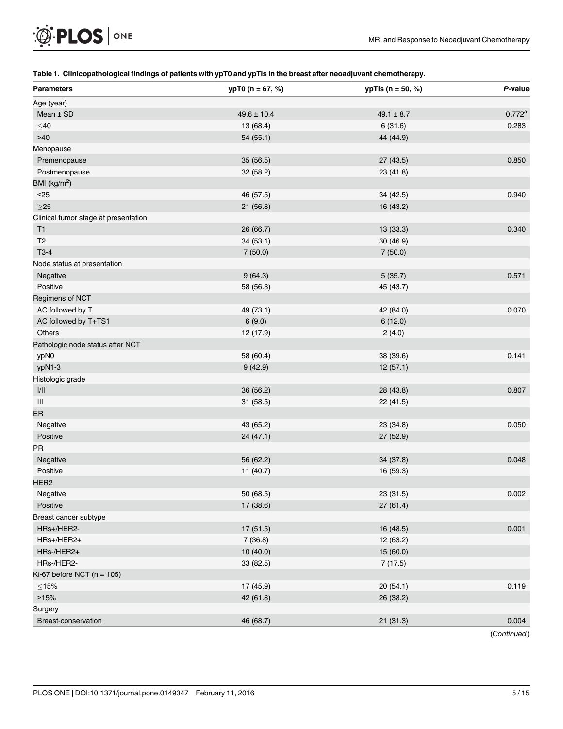**Table 1. Clinicopathological findings of patients with ypT0 and ypTis in the breast after neoadjuvant chemotherapy.**

| Parameters | ypT0 (n = 67, %) | ypTis (n = 50, %) | *P*-value |
|---|---|---|---|
| Age (year) | | | |
| Mean ± SD | 49.6 ± 10.4 | 49.1 ± 8.7 | 0.772[a] |
| ≤40 | 13 (68.4) | 6 (31.6) | 0.283 |
| >40 | 54 (55.1) | 44 (44.9) | |
| Menopause | | | |
| Premenopause | 35 (56.5) | 27 (43.5) | 0.850 |
| Postmenopause | 32 (58.2) | 23 (41.8) | |
| BMI (kg/m$^2$) | | | |
| <25 | 46 (57.5) | 34 (42.5) | 0.940 |
| ≥25 | 21 (56.8) | 16 (43.2) | |
| Clinical tumor stage at presentation | | | |
| T1 | 26 (66.7) | 13 (33.3) | 0.340 |
| T2 | 34 (53.1) | 30 (46.9) | |
| T3-4 | 7 (50.0) | 7 (50.0) | |
| Node status at presentation | | | |
| Negative | 9 (64.3) | 5 (35.7) | 0.571 |
| Positive | 58 (56.3) | 45 (43.7) | |
| Regimens of NCT | | | |
| AC followed by T | 49 (73.1) | 42 (84.0) | 0.070 |
| AC followed by T+TS1 | 6 (9.0) | 6 (12.0) | |
| Others | 12 (17.9) | 2 (4.0) | |
| Pathologic node status after NCT | | | |
| ypN0 | 58 (60.4) | 38 (39.6) | 0.141 |
| ypN1-3 | 9 (42.9) | 12 (57.1) | |
| Histologic grade | | | |
| I/II | 36 (56.2) | 28 (43.8) | 0.807 |
| III | 31 (58.5) | 22 (41.5) | |
| ER | | | |
| Negative | 43 (65.2) | 23 (34.8) | 0.050 |
| Positive | 24 (47.1) | 27 (52.9) | |
| PR | | | |
| Negative | 56 (62.2) | 34 (37.8) | 0.048 |
| Positive | 11 (40.7) | 16 (59.3) | |
| HER2 | | | |
| Negative | 50 (68.5) | 23 (31.5) | 0.002 |
| Positive | 17 (38.6) | 27 (61.4) | |
| Breast cancer subtype | | | |
| HRs+/HER2- | 17 (51.5) | 16 (48.5) | 0.001 |
| HRs+/HER2+ | 7 (36.8) | 12 (63.2) | |
| HRs-/HER2+ | 10 (40.0) | 15 (60.0) | |
| HRs-/HER2- | 33 (82.5) | 7 (17.5) | |
| Ki-67 before NCT (n = 105) | | | |
| ≤15% | 17 (45.9) | 20 (54.1) | 0.119 |
| >15% | 42 (61.8) | 26 (38.2) | |
| Surgery | | | |
| Breast-conservation | 46 (68.7) | 21 (31.3) | 0.004 |

(*Continued*)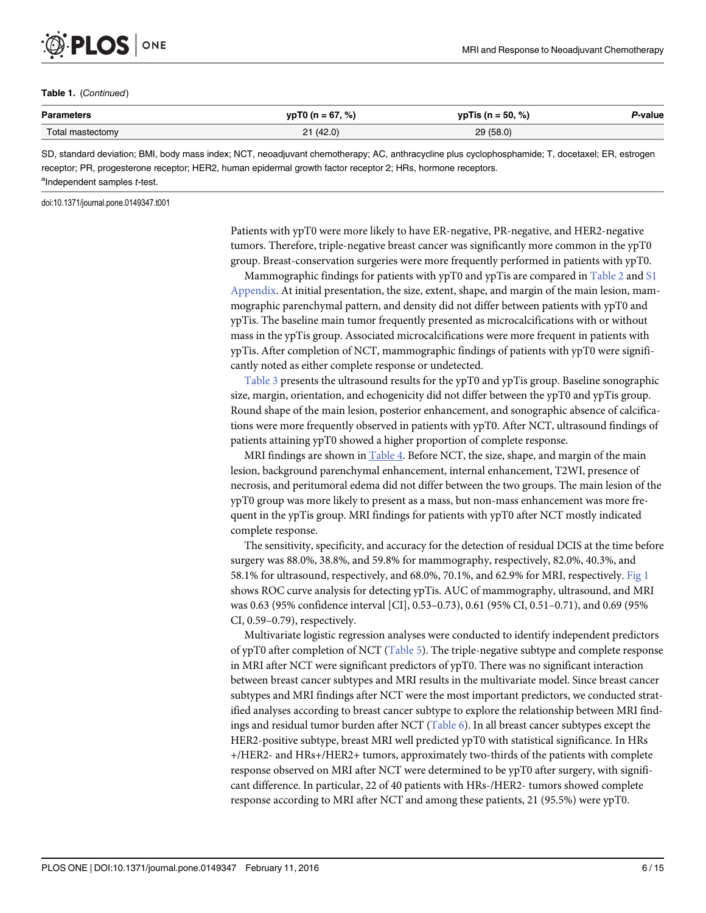**Table 1.** (*Continued*)

| Parameters | ypT0 (n = 67, %) | ypTis (n = 50, %) | *P*-value |
|---|---|---|---|
| Total mastectomy | 21 (42.0) | 29 (58.0) | |

SD, standard deviation; BMI, body mass index; NCT, neoadjuvant chemotherapy; AC, anthracycline plus cyclophosphamide; T, docetaxel; ER, estrogen receptor; PR, progesterone receptor; HER2, human epidermal growth factor receptor 2; HRs, hormone receptors.

[a]Independent samples *t*-test.

doi:10.1371/journal.pone.0149347.t001

Patients with ypT0 were more likely to have ER-negative, PR-negative, and HER2-negative tumors. Therefore, triple-negative breast cancer was significantly more common in the ypT0 group. Breast-conservation surgeries were more frequently performed in patients with ypT0.

Mammographic findings for patients with ypT0 and ypTis are compared in Table 2 and S1 Appendix. At initial presentation, the size, extent, shape, and margin of the main lesion, mammographic parenchymal pattern, and density did not differ between patients with ypT0 and ypTis. The baseline main tumor frequently presented as microcalcifications with or without mass in the ypTis group. Associated microcalcifications were more frequent in patients with ypTis. After completion of NCT, mammographic findings of patients with ypT0 were significantly noted as either complete response or undetected.

Table 3 presents the ultrasound results for the ypT0 and ypTis group. Baseline sonographic size, margin, orientation, and echogenicity did not differ between the ypT0 and ypTis group. Round shape of the main lesion, posterior enhancement, and sonographic absence of calcifications were more frequently observed in patients with ypT0. After NCT, ultrasound findings of patients attaining ypT0 showed a higher proportion of complete response.

MRI findings are shown in Table 4. Before NCT, the size, shape, and margin of the main lesion, background parenchymal enhancement, internal enhancement, T2WI, presence of necrosis, and peritumoral edema did not differ between the two groups. The main lesion of the ypT0 group was more likely to present as a mass, but non-mass enhancement was more frequent in the ypTis group. MRI findings for patients with ypT0 after NCT mostly indicated complete response.

The sensitivity, specificity, and accuracy for the detection of residual DCIS at the time before surgery was 88.0%, 38.8%, and 59.8% for mammography, respectively, 82.0%, 40.3%, and 58.1% for ultrasound, respectively, and 68.0%, 70.1%, and 62.9% for MRI, respectively. Fig 1 shows ROC curve analysis for detecting ypTis. AUC of mammography, ultrasound, and MRI was 0.63 (95% confidence interval [CI], 0.53–0.73), 0.61 (95% CI, 0.51–0.71), and 0.69 (95% CI, 0.59–0.79), respectively.

Multivariate logistic regression analyses were conducted to identify independent predictors of ypT0 after completion of NCT (Table 5). The triple-negative subtype and complete response in MRI after NCT were significant predictors of ypT0. There was no significant interaction between breast cancer subtypes and MRI results in the multivariate model. Since breast cancer subtypes and MRI findings after NCT were the most important predictors, we conducted stratified analyses according to breast cancer subtype to explore the relationship between MRI findings and residual tumor burden after NCT (Table 6). In all breast cancer subtypes except the HER2-positive subtype, breast MRI well predicted ypT0 with statistical significance. In HRs+/HER2- and HRs+/HER2+ tumors, approximately two-thirds of the patients with complete response observed on MRI after NCT were determined to be ypT0 after surgery, with significant difference. In particular, 22 of 40 patients with HRs-/HER2- tumors showed complete response according to MRI after NCT and among these patients, 21 (95.5%) were ypT0.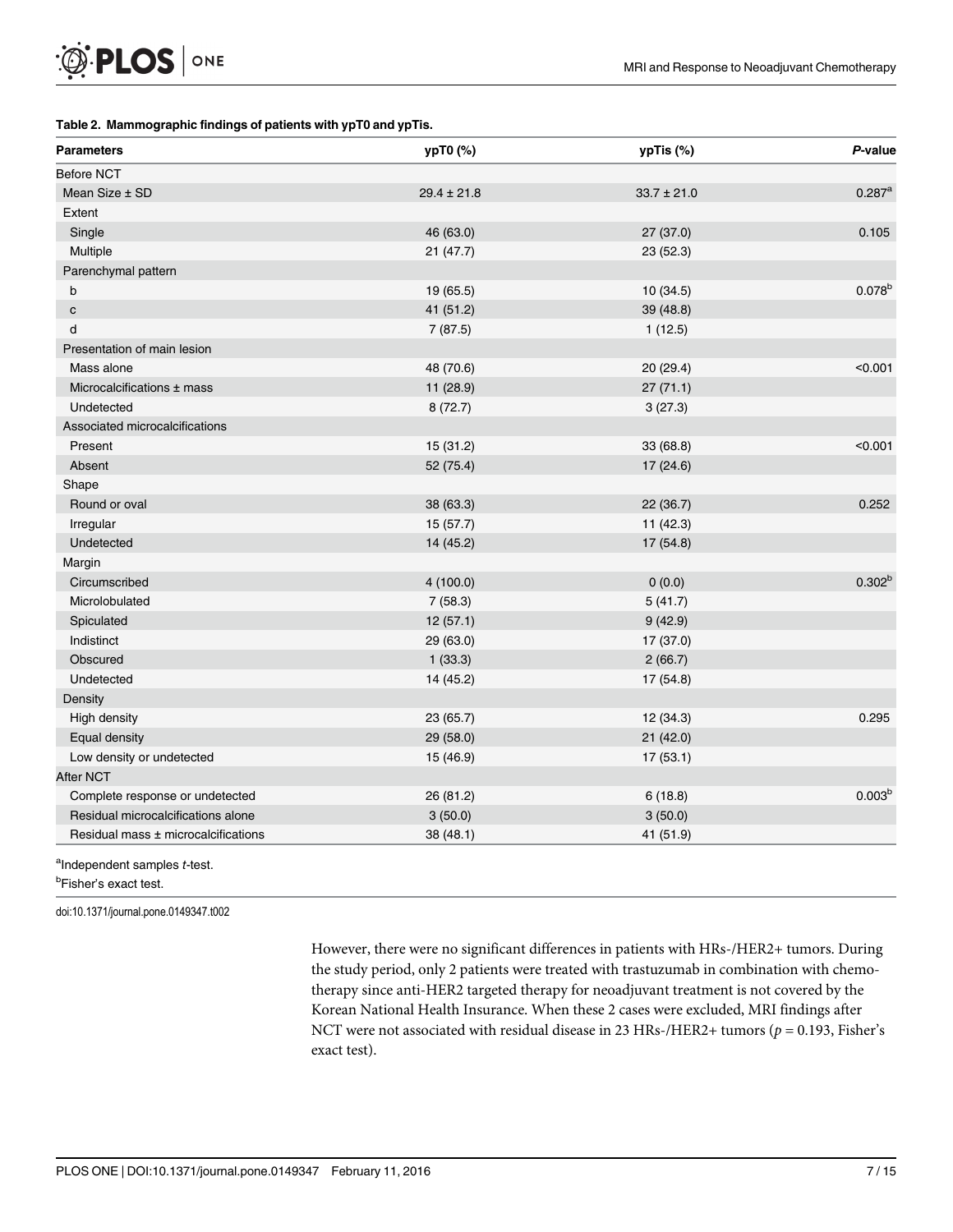**Table 2. Mammographic findings of patients with ypT0 and ypTis.**

| Parameters | ypT0 (%) | ypTis (%) | *P*-value |
|---|---|---|---|
| Before NCT | | | |
| Mean Size ± SD | 29.4 ± 21.8 | 33.7 ± 21.0 | 0.287[a] |
| Extent | | | |
| Single | 46 (63.0) | 27 (37.0) | 0.105 |
| Multiple | 21 (47.7) | 23 (52.3) | |
| Parenchymal pattern | | | |
| b | 19 (65.5) | 10 (34.5) | 0.078[b] |
| c | 41 (51.2) | 39 (48.8) | |
| d | 7 (87.5) | 1 (12.5) | |
| Presentation of main lesion | | | |
| Mass alone | 48 (70.6) | 20 (29.4) | <0.001 |
| Microcalcifications ± mass | 11 (28.9) | 27 (71.1) | |
| Undetected | 8 (72.7) | 3 (27.3) | |
| Associated microcalcifications | | | |
| Present | 15 (31.2) | 33 (68.8) | <0.001 |
| Absent | 52 (75.4) | 17 (24.6) | |
| Shape | | | |
| Round or oval | 38 (63.3) | 22 (36.7) | 0.252 |
| Irregular | 15 (57.7) | 11 (42.3) | |
| Undetected | 14 (45.2) | 17 (54.8) | |
| Margin | | | |
| Circumscribed | 4 (100.0) | 0 (0.0) | 0.302[b] |
| Microlobulated | 7 (58.3) | 5 (41.7) | |
| Spiculated | 12 (57.1) | 9 (42.9) | |
| Indistinct | 29 (63.0) | 17 (37.0) | |
| Obscured | 1 (33.3) | 2 (66.7) | |
| Undetected | 14 (45.2) | 17 (54.8) | |
| Density | | | |
| High density | 23 (65.7) | 12 (34.3) | 0.295 |
| Equal density | 29 (58.0) | 21 (42.0) | |
| Low density or undetected | 15 (46.9) | 17 (53.1) | |
| After NCT | | | |
| Complete response or undetected | 26 (81.2) | 6 (18.8) | 0.003[b] |
| Residual microcalcifications alone | 3 (50.0) | 3 (50.0) | |
| Residual mass ± microcalcifications | 38 (48.1) | 41 (51.9) | |

[a]Independent samples *t*-test.

[b]Fisher's exact test.

doi:10.1371/journal.pone.0149347.t002

However, there were no significant differences in patients with HRs-/HER2+ tumors. During the study period, only 2 patients were treated with trastuzumab in combination with chemotherapy since anti-HER2 targeted therapy for neoadjuvant treatment is not covered by the Korean National Health Insurance. When these 2 cases were excluded, MRI findings after NCT were not associated with residual disease in 23 HRs-/HER2+ tumors ($p = 0.193$, Fisher's exact test).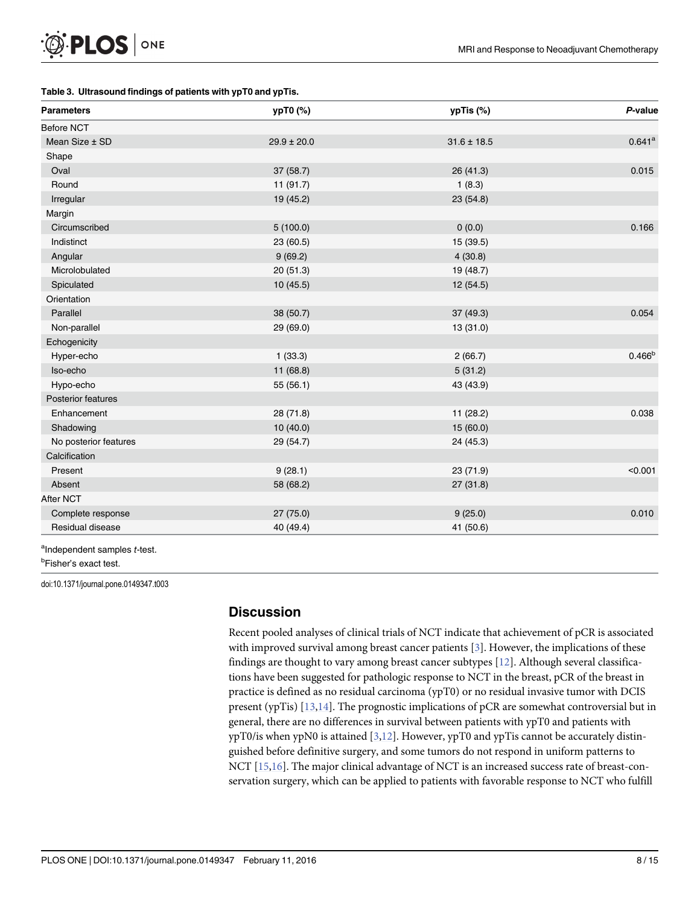**Table 3. Ultrasound findings of patients with ypT0 and ypTis.**

| Parameters | ypT0 (%) | ypTis (%) | *P*-value |
|---|---|---|---|
| Before NCT | | | |
| Mean Size ± SD | 29.9 ± 20.0 | 31.6 ± 18.5 | 0.641[a] |
| Shape | | | |
| Oval | 37 (58.7) | 26 (41.3) | 0.015 |
| Round | 11 (91.7) | 1 (8.3) | |
| Irregular | 19 (45.2) | 23 (54.8) | |
| Margin | | | |
| Circumscribed | 5 (100.0) | 0 (0.0) | 0.166 |
| Indistinct | 23 (60.5) | 15 (39.5) | |
| Angular | 9 (69.2) | 4 (30.8) | |
| Microlobulated | 20 (51.3) | 19 (48.7) | |
| Spiculated | 10 (45.5) | 12 (54.5) | |
| Orientation | | | |
| Parallel | 38 (50.7) | 37 (49.3) | 0.054 |
| Non-parallel | 29 (69.0) | 13 (31.0) | |
| Echogenicity | | | |
| Hyper-echo | 1 (33.3) | 2 (66.7) | 0.466[b] |
| Iso-echo | 11 (68.8) | 5 (31.2) | |
| Hypo-echo | 55 (56.1) | 43 (43.9) | |
| Posterior features | | | |
| Enhancement | 28 (71.8) | 11 (28.2) | 0.038 |
| Shadowing | 10 (40.0) | 15 (60.0) | |
| No posterior features | 29 (54.7) | 24 (45.3) | |
| Calcification | | | |
| Present | 9 (28.1) | 23 (71.9) | <0.001 |
| Absent | 58 (68.2) | 27 (31.8) | |
| After NCT | | | |
| Complete response | 27 (75.0) | 9 (25.0) | 0.010 |
| Residual disease | 40 (49.4) | 41 (50.6) | |

[a]Independent samples *t*-test.

[b]Fisher's exact test.

doi:10.1371/journal.pone.0149347.t003

## Discussion

Recent pooled analyses of clinical trials of NCT indicate that achievement of pCR is associated with improved survival among breast cancer patients [3]. However, the implications of these findings are thought to vary among breast cancer subtypes [12]. Although several classifications have been suggested for pathologic response to NCT in the breast, pCR of the breast in practice is defined as no residual carcinoma (ypT0) or no residual invasive tumor with DCIS present (ypTis) [13,14]. The prognostic implications of pCR are somewhat controversial but in general, there are no differences in survival between patients with ypT0 and patients with ypT0/is when ypN0 is attained [3,12]. However, ypT0 and ypTis cannot be accurately distinguished before definitive surgery, and some tumors do not respond in uniform patterns to NCT [15,16]. The major clinical advantage of NCT is an increased success rate of breast-conservation surgery, which can be applied to patients with favorable response to NCT who fulfill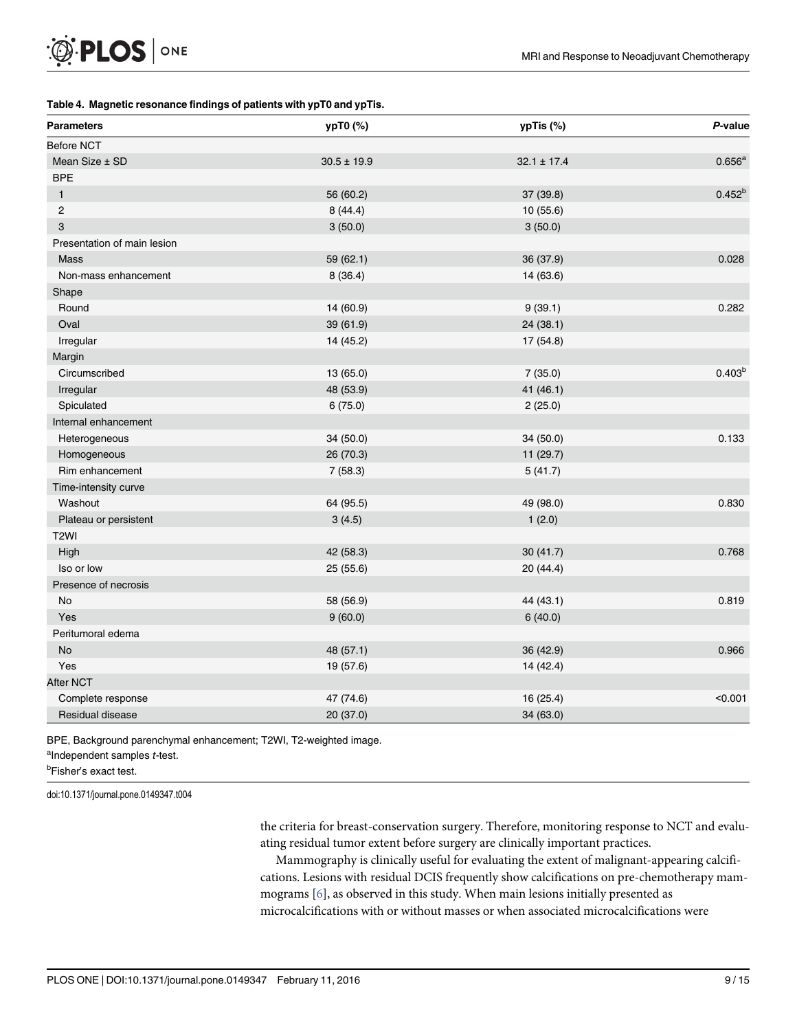**Table 4. Magnetic resonance findings of patients with ypT0 and ypTis.**

| Parameters | ypT0 (%) | ypTis (%) | *P*-value |
|---|---|---|---|
| Before NCT | | | |
| Mean Size ± SD | 30.5 ± 19.9 | 32.1 ± 17.4 | 0.656[a] |
| BPE | | | |
| 1 | 56 (60.2) | 37 (39.8) | 0.452[b] |
| 2 | 8 (44.4) | 10 (55.6) | |
| 3 | 3 (50.0) | 3 (50.0) | |
| Presentation of main lesion | | | |
| Mass | 59 (62.1) | 36 (37.9) | 0.028 |
| Non-mass enhancement | 8 (36.4) | 14 (63.6) | |
| Shape | | | |
| Round | 14 (60.9) | 9 (39.1) | 0.282 |
| Oval | 39 (61.9) | 24 (38.1) | |
| Irregular | 14 (45.2) | 17 (54.8) | |
| Margin | | | |
| Circumscribed | 13 (65.0) | 7 (35.0) | 0.403[b] |
| Irregular | 48 (53.9) | 41 (46.1) | |
| Spiculated | 6 (75.0) | 2 (25.0) | |
| Internal enhancement | | | |
| Heterogeneous | 34 (50.0) | 34 (50.0) | 0.133 |
| Homogeneous | 26 (70.3) | 11 (29.7) | |
| Rim enhancement | 7 (58.3) | 5 (41.7) | |
| Time-intensity curve | | | |
| Washout | 64 (95.5) | 49 (98.0) | 0.830 |
| Plateau or persistent | 3 (4.5) | 1 (2.0) | |
| T2WI | | | |
| High | 42 (58.3) | 30 (41.7) | 0.768 |
| Iso or low | 25 (55.6) | 20 (44.4) | |
| Presence of necrosis | | | |
| No | 58 (56.9) | 44 (43.1) | 0.819 |
| Yes | 9 (60.0) | 6 (40.0) | |
| Peritumoral edema | | | |
| No | 48 (57.1) | 36 (42.9) | 0.966 |
| Yes | 19 (57.6) | 14 (42.4) | |
| After NCT | | | |
| Complete response | 47 (74.6) | 16 (25.4) | <0.001 |
| Residual disease | 20 (37.0) | 34 (63.0) | |

BPE, Background parenchymal enhancement; T2WI, T2-weighted image.

[a]Independent samples *t*-test.

[b]Fisher's exact test.

doi:10.1371/journal.pone.0149347.t004

the criteria for breast-conservation surgery. Therefore, monitoring response to NCT and evaluating residual tumor extent before surgery are clinically important practices.

Mammography is clinically useful for evaluating the extent of malignant-appearing calcifications. Lesions with residual DCIS frequently show calcifications on pre-chemotherapy mammograms [6], as observed in this study. When main lesions initially presented as microcalcifications with or without masses or when associated microcalcifications were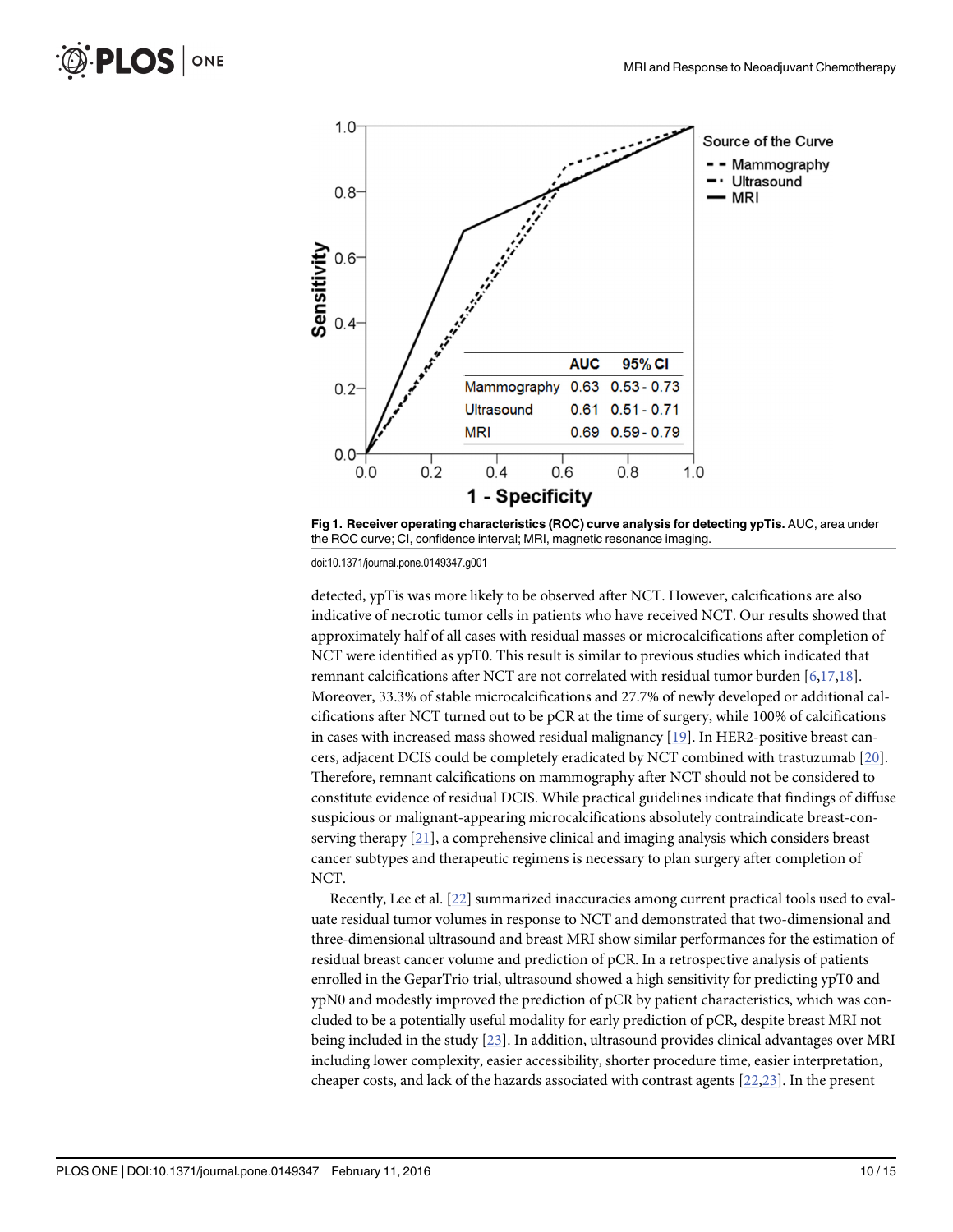Fig 1. **Receiver operating characteristics (ROC) curve analysis for detecting ypTis.** AUC, area under the ROC curve; CI, confidence interval; MRI, magnetic resonance imaging.

| | AUC | 95% CI |
|---|---|---|
| Mammography | 0.63 | 0.53 - 0.73 |
| Ultrasound | 0.61 | 0.51 - 0.71 |
| MRI | 0.69 | 0.59 - 0.79 |

doi:10.1371/journal.pone.0149347.g001

detected, ypTis was more likely to be observed after NCT. However, calcifications are also indicative of necrotic tumor cells in patients who have received NCT. Our results showed that approximately half of all cases with residual masses or microcalcifications after completion of NCT were identified as ypT0. This result is similar to previous studies which indicated that remnant calcifications after NCT are not correlated with residual tumor burden [6,17,18]. Moreover, 33.3% of stable microcalcifications and 27.7% of newly developed or additional calcifications after NCT turned out to be pCR at the time of surgery, while 100% of calcifications in cases with increased mass showed residual malignancy [19]. In HER2-positive breast cancers, adjacent DCIS could be completely eradicated by NCT combined with trastuzumab [20]. Therefore, remnant calcifications on mammography after NCT should not be considered to constitute evidence of residual DCIS. While practical guidelines indicate that findings of diffuse suspicious or malignant-appearing microcalcifications absolutely contraindicate breast-conserving therapy [21], a comprehensive clinical and imaging analysis which considers breast cancer subtypes and therapeutic regimens is necessary to plan surgery after completion of NCT.

Recently, Lee et al. [22] summarized inaccuracies among current practical tools used to evaluate residual tumor volumes in response to NCT and demonstrated that two-dimensional and three-dimensional ultrasound and breast MRI show similar performances for the estimation of residual breast cancer volume and prediction of pCR. In a retrospective analysis of patients enrolled in the GeparTrio trial, ultrasound showed a high sensitivity for predicting ypT0 and ypN0 and modestly improved the prediction of pCR by patient characteristics, which was concluded to be a potentially useful modality for early prediction of pCR, despite breast MRI not being included in the study [23]. In addition, ultrasound provides clinical advantages over MRI including lower complexity, easier accessibility, shorter procedure time, easier interpretation, cheaper costs, and lack of the hazards associated with contrast agents [22,23]. In the present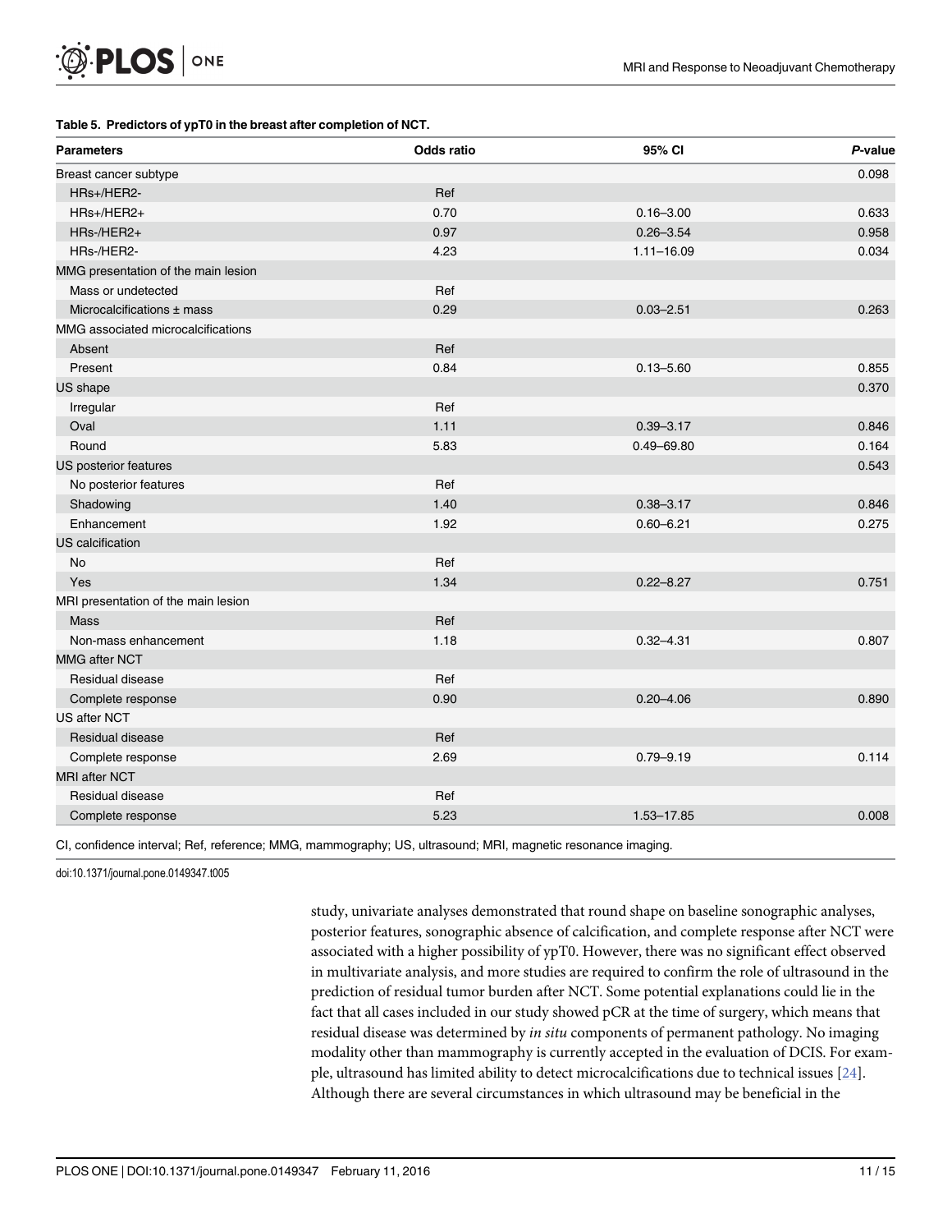**Table 5. Predictors of ypT0 in the breast after completion of NCT.**

| Parameters | Odds ratio | 95% CI | *P*-value |
|---|---|---|---|
| Breast cancer subtype | | | 0.098 |
| HRs+/HER2- | Ref | | |
| HRs+/HER2+ | 0.70 | 0.16–3.00 | 0.633 |
| HRs-/HER2+ | 0.97 | 0.26–3.54 | 0.958 |
| HRs-/HER2- | 4.23 | 1.11–16.09 | 0.034 |
| MMG presentation of the main lesion | | | |
| Mass or undetected | Ref | | |
| Microcalcifications ± mass | 0.29 | 0.03–2.51 | 0.263 |
| MMG associated microcalcifications | | | |
| Absent | Ref | | |
| Present | 0.84 | 0.13–5.60 | 0.855 |
| US shape | | | 0.370 |
| Irregular | Ref | | |
| Oval | 1.11 | 0.39–3.17 | 0.846 |
| Round | 5.83 | 0.49–69.80 | 0.164 |
| US posterior features | | | 0.543 |
| No posterior features | Ref | | |
| Shadowing | 1.40 | 0.38–3.17 | 0.846 |
| Enhancement | 1.92 | 0.60–6.21 | 0.275 |
| US calcification | | | |
| No | Ref | | |
| Yes | 1.34 | 0.22–8.27 | 0.751 |
| MRI presentation of the main lesion | | | |
| Mass | Ref | | |
| Non-mass enhancement | 1.18 | 0.32–4.31 | 0.807 |
| MMG after NCT | | | |
| Residual disease | Ref | | |
| Complete response | 0.90 | 0.20–4.06 | 0.890 |
| US after NCT | | | |
| Residual disease | Ref | | |
| Complete response | 2.69 | 0.79–9.19 | 0.114 |
| MRI after NCT | | | |
| Residual disease | Ref | | |
| Complete response | 5.23 | 1.53–17.85 | 0.008 |

CI, confidence interval; Ref, reference; MMG, mammography; US, ultrasound; MRI, magnetic resonance imaging.

doi:10.1371/journal.pone.0149347.t005

study, univariate analyses demonstrated that round shape on baseline sonographic analyses, posterior features, sonographic absence of calcification, and complete response after NCT were associated with a higher possibility of ypT0. However, there was no significant effect observed in multivariate analysis, and more studies are required to confirm the role of ultrasound in the prediction of residual tumor burden after NCT. Some potential explanations could lie in the fact that all cases included in our study showed pCR at the time of surgery, which means that residual disease was determined by *in situ* components of permanent pathology. No imaging modality other than mammography is currently accepted in the evaluation of DCIS. For example, ultrasound has limited ability to detect microcalcifications due to technical issues [24]. Although there are several circumstances in which ultrasound may be beneficial in the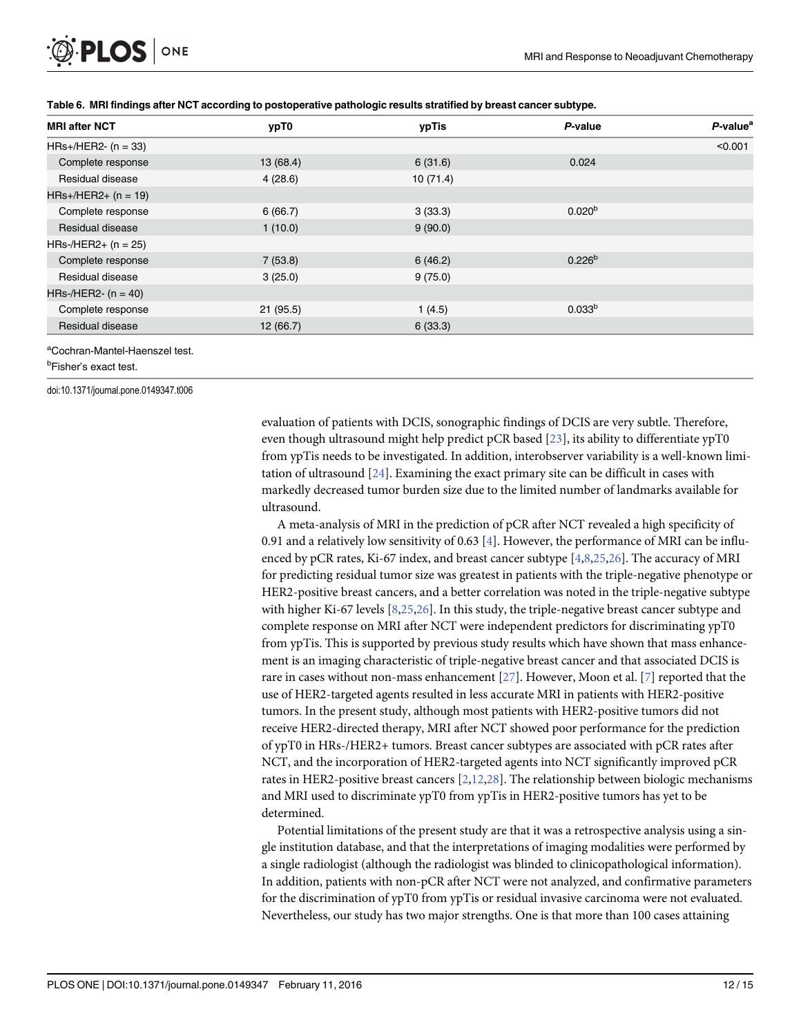**Table 6. MRI findings after NCT according to postoperative pathologic results stratified by breast cancer subtype.**

| MRI after NCT | ypT0 | ypTis | *P*-value | *P*-value[a] |
|---|---|---|---|---|
| HRs+/HER2- (n = 33) | | | | <0.001 |
| Complete response | 13 (68.4) | 6 (31.6) | 0.024 | |
| Residual disease | 4 (28.6) | 10 (71.4) | | |
| HRs+/HER2+ (n = 19) | | | | |
| Complete response | 6 (66.7) | 3 (33.3) | 0.020[b] | |
| Residual disease | 1 (10.0) | 9 (90.0) | | |
| HRs-/HER2+ (n = 25) | | | | |
| Complete response | 7 (53.8) | 6 (46.2) | 0.226[b] | |
| Residual disease | 3 (25.0) | 9 (75.0) | | |
| HRs-/HER2- (n = 40) | | | | |
| Complete response | 21 (95.5) | 1 (4.5) | 0.033[b] | |
| Residual disease | 12 (66.7) | 6 (33.3) | | |

[a]Cochran-Mantel-Haenszel test.

[b]Fisher's exact test.

doi:10.1371/journal.pone.0149347.t006

evaluation of patients with DCIS, sonographic findings of DCIS are very subtle. Therefore, even though ultrasound might help predict pCR based [23], its ability to differentiate ypT0 from ypTis needs to be investigated. In addition, interobserver variability is a well-known limitation of ultrasound [24]. Examining the exact primary site can be difficult in cases with markedly decreased tumor burden size due to the limited number of landmarks available for ultrasound.

A meta-analysis of MRI in the prediction of pCR after NCT revealed a high specificity of 0.91 and a relatively low sensitivity of 0.63 [4]. However, the performance of MRI can be influenced by pCR rates, Ki-67 index, and breast cancer subtype [4,8,25,26]. The accuracy of MRI for predicting residual tumor size was greatest in patients with the triple-negative phenotype or HER2-positive breast cancers, and a better correlation was noted in the triple-negative subtype with higher Ki-67 levels [8,25,26]. In this study, the triple-negative breast cancer subtype and complete response on MRI after NCT were independent predictors for discriminating ypT0 from ypTis. This is supported by previous study results which have shown that mass enhancement is an imaging characteristic of triple-negative breast cancer and that associated DCIS is rare in cases without non-mass enhancement [27]. However, Moon et al. [7] reported that the use of HER2-targeted agents resulted in less accurate MRI in patients with HER2-positive tumors. In the present study, although most patients with HER2-positive tumors did not receive HER2-directed therapy, MRI after NCT showed poor performance for the prediction of ypT0 in HRs-/HER2+ tumors. Breast cancer subtypes are associated with pCR rates after NCT, and the incorporation of HER2-targeted agents into NCT significantly improved pCR rates in HER2-positive breast cancers [2,12,28]. The relationship between biologic mechanisms and MRI used to discriminate ypT0 from ypTis in HER2-positive tumors has yet to be determined.

Potential limitations of the present study are that it was a retrospective analysis using a single institution database, and that the interpretations of imaging modalities were performed by a single radiologist (although the radiologist was blinded to clinicopathological information). In addition, patients with non-pCR after NCT were not analyzed, and confirmative parameters for the discrimination of ypT0 from ypTis or residual invasive carcinoma were not evaluated. Nevertheless, our study has two major strengths. One is that more than 100 cases attaining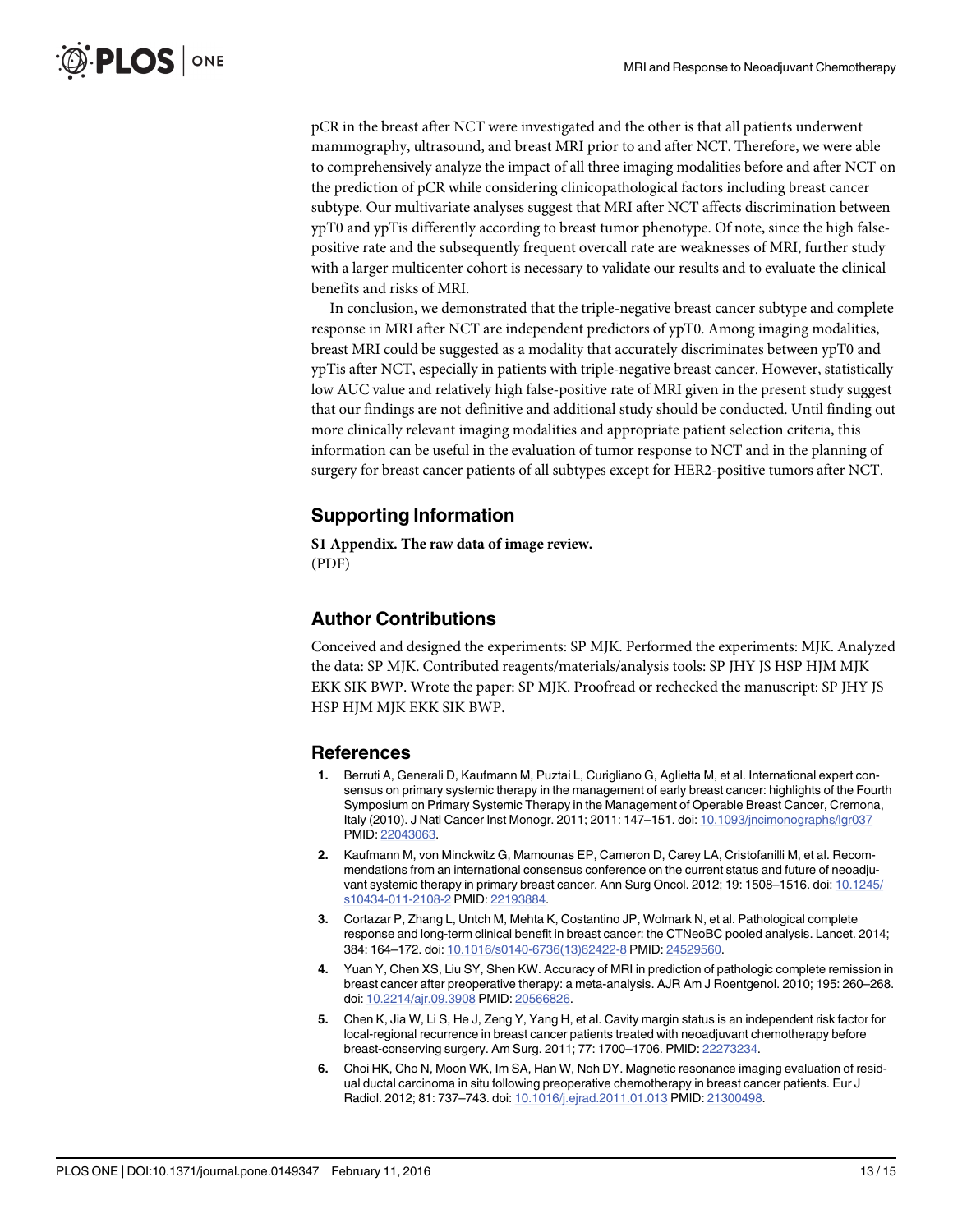pCR in the breast after NCT were investigated and the other is that all patients underwent mammography, ultrasound, and breast MRI prior to and after NCT. Therefore, we were able to comprehensively analyze the impact of all three imaging modalities before and after NCT on the prediction of pCR while considering clinicopathological factors including breast cancer subtype. Our multivariate analyses suggest that MRI after NCT affects discrimination between ypT0 and ypTis differently according to breast tumor phenotype. Of note, since the high false-positive rate and the subsequently frequent overcall rate are weaknesses of MRI, further study with a larger multicenter cohort is necessary to validate our results and to evaluate the clinical benefits and risks of MRI.

In conclusion, we demonstrated that the triple-negative breast cancer subtype and complete response in MRI after NCT are independent predictors of ypT0. Among imaging modalities, breast MRI could be suggested as a modality that accurately discriminates between ypT0 and ypTis after NCT, especially in patients with triple-negative breast cancer. However, statistically low AUC value and relatively high false-positive rate of MRI given in the present study suggest that our findings are not definitive and additional study should be conducted. Until finding out more clinically relevant imaging modalities and appropriate patient selection criteria, this information can be useful in the evaluation of tumor response to NCT and in the planning of surgery for breast cancer patients of all subtypes except for HER2-positive tumors after NCT.

## Supporting Information

**S1 Appendix. The raw data of image review.**
(PDF)

## Author Contributions

Conceived and designed the experiments: SP MJK. Performed the experiments: MJK. Analyzed the data: SP MJK. Contributed reagents/materials/analysis tools: SP JHY JS HSP HJM MJK EKK SIK BWP. Wrote the paper: SP MJK. Proofread or rechecked the manuscript: SP JHY JS HSP HJM MJK EKK SIK BWP.

## References

1. Berruti A, Generali D, Kaufmann M, Puztai L, Curigliano G, Aglietta M, et al. International expert consensus on primary systemic therapy in the management of early breast cancer: highlights of the Fourth Symposium on Primary Systemic Therapy in the Management of Operable Breast Cancer, Cremona, Italy (2010). J Natl Cancer Inst Monogr. 2011; 2011: 147–151. doi: 10.1093/jncimonographs/lgr037 PMID: 22043063.
2. Kaufmann M, von Minckwitz G, Mamounas EP, Cameron D, Carey LA, Cristofanilli M, et al. Recommendations from an international consensus conference on the current status and future of neoadjuvant systemic therapy in primary breast cancer. Ann Surg Oncol. 2012; 19: 1508–1516. doi: 10.1245/s10434-011-2108-2 PMID: 22193884.
3. Cortazar P, Zhang L, Untch M, Mehta K, Costantino JP, Wolmark N, et al. Pathological complete response and long-term clinical benefit in breast cancer: the CTNeoBC pooled analysis. Lancet. 2014; 384: 164–172. doi: 10.1016/s0140-6736(13)62422-8 PMID: 24529560.
4. Yuan Y, Chen XS, Liu SY, Shen KW. Accuracy of MRI in prediction of pathologic complete remission in breast cancer after preoperative therapy: a meta-analysis. AJR Am J Roentgenol. 2010; 195: 260–268. doi: 10.2214/ajr.09.3908 PMID: 20566826.
5. Chen K, Jia W, Li S, He J, Zeng Y, Yang H, et al. Cavity margin status is an independent risk factor for local-regional recurrence in breast cancer patients treated with neoadjuvant chemotherapy before breast-conserving surgery. Am Surg. 2011; 77: 1700–1706. PMID: 22273234.
6. Choi HK, Cho N, Moon WK, Im SA, Han W, Noh DY. Magnetic resonance imaging evaluation of residual ductal carcinoma in situ following preoperative chemotherapy in breast cancer patients. Eur J Radiol. 2012; 81: 737–743. doi: 10.1016/j.ejrad.2011.01.013 PMID: 21300498.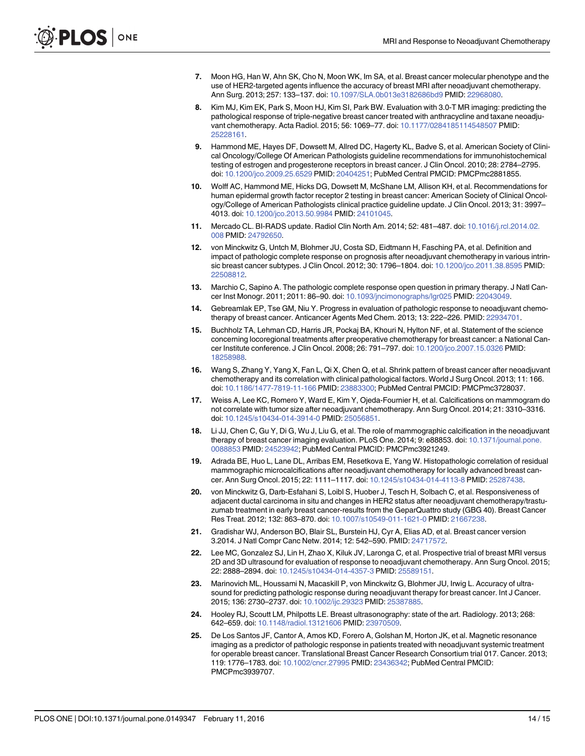7. Moon HG, Han W, Ahn SK, Cho N, Moon WK, Im SA, et al. Breast cancer molecular phenotype and the use of HER2-targeted agents influence the accuracy of breast MRI after neoadjuvant chemotherapy. Ann Surg. 2013; 257: 133–137. doi: 10.1097/SLA.0b013e3182686bd9 PMID: 22968080.
8. Kim MJ, Kim EK, Park S, Moon HJ, Kim SI, Park BW. Evaluation with 3.0-T MR imaging: predicting the pathological response of triple-negative breast cancer treated with anthracycline and taxane neoadjuvant chemotherapy. Acta Radiol. 2015; 56: 1069–77. doi: 10.1177/0284185114548507 PMID: 25228161.
9. Hammond ME, Hayes DF, Dowsett M, Allred DC, Hagerty KL, Badve S, et al. American Society of Clinical Oncology/College Of American Pathologists guideline recommendations for immunohistochemical testing of estrogen and progesterone receptors in breast cancer. J Clin Oncol. 2010; 28: 2784–2795. doi: 10.1200/jco.2009.25.6529 PMID: 20404251; PubMed Central PMCID: PMCPmc2881855.
10. Wolff AC, Hammond ME, Hicks DG, Dowsett M, McShane LM, Allison KH, et al. Recommendations for human epidermal growth factor receptor 2 testing in breast cancer: American Society of Clinical Oncology/College of American Pathologists clinical practice guideline update. J Clin Oncol. 2013; 31: 3997–4013. doi: 10.1200/jco.2013.50.9984 PMID: 24101045.
11. Mercado CL. BI-RADS update. Radiol Clin North Am. 2014; 52: 481–487. doi: 10.1016/j.rcl.2014.02.008 PMID: 24792650.
12. von Minckwitz G, Untch M, Blohmer JU, Costa SD, Eidtmann H, Fasching PA, et al. Definition and impact of pathologic complete response on prognosis after neoadjuvant chemotherapy in various intrinsic breast cancer subtypes. J Clin Oncol. 2012; 30: 1796–1804. doi: 10.1200/jco.2011.38.8595 PMID: 22508812.
13. Marchio C, Sapino A. The pathologic complete response open question in primary therapy. J Natl Cancer Inst Monogr. 2011; 2011: 86–90. doi: 10.1093/jncimonographs/lgr025 PMID: 22043049.
14. Gebreamlak EP, Tse GM, Niu Y. Progress in evaluation of pathologic response to neoadjuvant chemotherapy of breast cancer. Anticancer Agents Med Chem. 2013; 13: 222–226. PMID: 22934701.
15. Buchholz TA, Lehman CD, Harris JR, Pockaj BA, Khouri N, Hylton NF, et al. Statement of the science concerning locoregional treatments after preoperative chemotherapy for breast cancer: a National Cancer Institute conference. J Clin Oncol. 2008; 26: 791–797. doi: 10.1200/jco.2007.15.0326 PMID: 18258988.
16. Wang S, Zhang Y, Yang X, Fan L, Qi X, Chen Q, et al. Shrink pattern of breast cancer after neoadjuvant chemotherapy and its correlation with clinical pathological factors. World J Surg Oncol. 2013; 11: 166. doi: 10.1186/1477-7819-11-166 PMID: 23883300; PubMed Central PMCID: PMCPmc3728037.
17. Weiss A, Lee KC, Romero Y, Ward E, Kim Y, Ojeda-Fournier H, et al. Calcifications on mammogram do not correlate with tumor size after neoadjuvant chemotherapy. Ann Surg Oncol. 2014; 21: 3310–3316. doi: 10.1245/s10434-014-3914-0 PMID: 25056851.
18. Li JJ, Chen C, Gu Y, Di G, Wu J, Liu G, et al. The role of mammographic calcification in the neoadjuvant therapy of breast cancer imaging evaluation. PLoS One. 2014; 9: e88853. doi: 10.1371/journal.pone.0088853 PMID: 24523942; PubMed Central PMCID: PMCPmc3921249.
19. Adrada BE, Huo L, Lane DL, Arribas EM, Resetkova E, Yang W. Histopathologic correlation of residual mammographic microcalcifications after neoadjuvant chemotherapy for locally advanced breast cancer. Ann Surg Oncol. 2015; 22: 1111–1117. doi: 10.1245/s10434-014-4113-8 PMID: 25287438.
20. von Minckwitz G, Darb-Esfahani S, Loibl S, Huober J, Tesch H, Solbach C, et al. Responsiveness of adjacent ductal carcinoma in situ and changes in HER2 status after neoadjuvant chemotherapy/trastuzumab treatment in early breast cancer-results from the GeparQuattro study (GBG 40). Breast Cancer Res Treat. 2012; 132: 863–870. doi: 10.1007/s10549-011-1621-0 PMID: 21667238.
21. Gradishar WJ, Anderson BO, Blair SL, Burstein HJ, Cyr A, Elias AD, et al. Breast cancer version 3.2014. J Natl Compr Canc Netw. 2014; 12: 542–590. PMID: 24717572.
22. Lee MC, Gonzalez SJ, Lin H, Zhao X, Kiluk JV, Laronga C, et al. Prospective trial of breast MRI versus 2D and 3D ultrasound for evaluation of response to neoadjuvant chemotherapy. Ann Surg Oncol. 2015; 22: 2888–2894. doi: 10.1245/s10434-014-4357-3 PMID: 25589151.
23. Marinovich ML, Houssami N, Macaskill P, von Minckwitz G, Blohmer JU, Irwig L. Accuracy of ultrasound for predicting pathologic response during neoadjuvant therapy for breast cancer. Int J Cancer. 2015; 136: 2730–2737. doi: 10.1002/ijc.29323 PMID: 25387885.
24. Hooley RJ, Scoutt LM, Philpotts LE. Breast ultrasonography: state of the art. Radiology. 2013; 268: 642–659. doi: 10.1148/radiol.13121606 PMID: 23970509.
25. De Los Santos JF, Cantor A, Amos KD, Forero A, Golshan M, Horton JK, et al. Magnetic resonance imaging as a predictor of pathologic response in patients treated with neoadjuvant systemic treatment for operable breast cancer. Translational Breast Cancer Research Consortium trial 017. Cancer. 2013; 119: 1776–1783. doi: 10.1002/cncr.27995 PMID: 23436342; PubMed Central PMCID: PMCPmc3939707.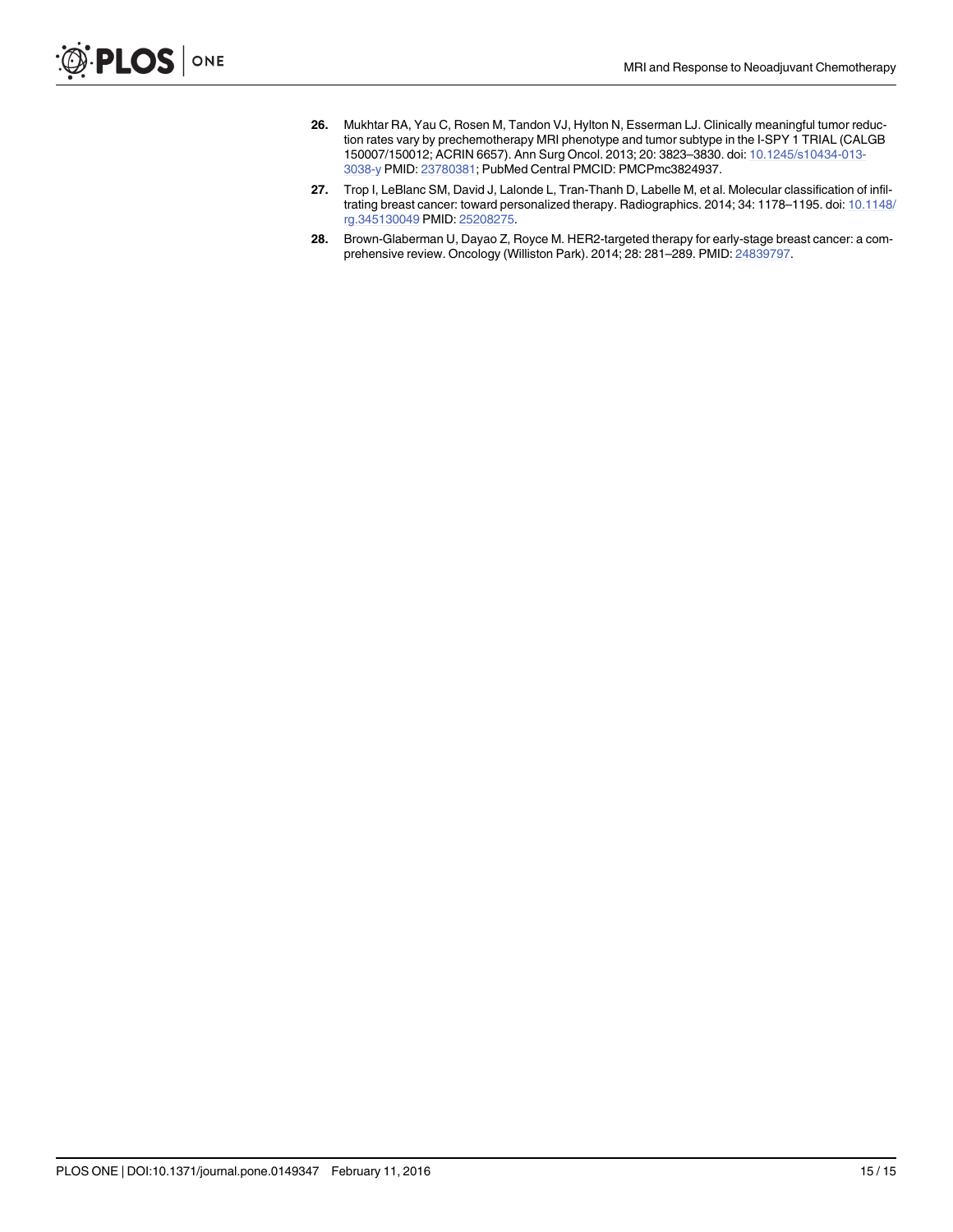26. Mukhtar RA, Yau C, Rosen M, Tandon VJ, Hylton N, Esserman LJ. Clinically meaningful tumor reduction rates vary by prechemotherapy MRI phenotype and tumor subtype in the I-SPY 1 TRIAL (CALGB 150007/150012; ACRIN 6657). Ann Surg Oncol. 2013; 20: 3823–3830. doi: 10.1245/s10434-013-3038-y PMID: 23780381; PubMed Central PMCID: PMCPmc3824937.

27. Trop I, LeBlanc SM, David J, Lalonde L, Tran-Thanh D, Labelle M, et al. Molecular classification of infiltrating breast cancer: toward personalized therapy. Radiographics. 2014; 34: 1178–1195. doi: 10.1148/rg.345130049 PMID: 25208275.

28. Brown-Glaberman U, Dayao Z, Royce M. HER2-targeted therapy for early-stage breast cancer: a comprehensive review. Oncology (Williston Park). 2014; 28: 281–289. PMID: 24839797.